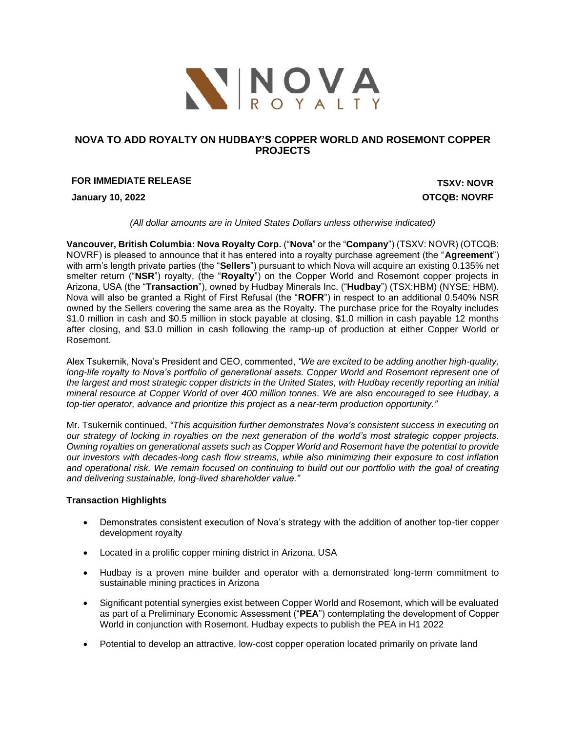# NOVA TO ADD ROYALTY ON HUDBAY'S COPPER WORLD AND ROSEMONT COPPER PROJECTS

**FOR IMMEDIATE RELEASE** **TSXV: NOVR**

**January 10, 2022** **OTCQB: NOVRF**

*(All dollar amounts are in United States Dollars unless otherwise indicated)*

**Vancouver, British Columbia: Nova Royalty Corp.** ("**Nova**" or the "**Company**") (TSXV: NOVR) (OTCQB: NOVRF) is pleased to announce that it has entered into a royalty purchase agreement (the "**Agreement**") with arm's length private parties (the "**Sellers**") pursuant to which Nova will acquire an existing 0.135% net smelter return ("**NSR**") royalty, (the "**Royalty**") on the Copper World and Rosemont copper projects in Arizona, USA (the "**Transaction**"), owned by Hudbay Minerals Inc. ("**Hudbay**") (TSX:HBM) (NYSE: HBM). Nova will also be granted a Right of First Refusal (the "**ROFR**") in respect to an additional 0.540% NSR owned by the Sellers covering the same area as the Royalty. The purchase price for the Royalty includes $1.0 million in cash and $0.5 million in stock payable at closing, $1.0 million in cash payable 12 months after closing, and $3.0 million in cash following the ramp-up of production at either Copper World or Rosemont.

Alex Tsukernik, Nova's President and CEO, commented, *"We are excited to be adding another high-quality, long-life royalty to Nova's portfolio of generational assets. Copper World and Rosemont represent one of the largest and most strategic copper districts in the United States, with Hudbay recently reporting an initial mineral resource at Copper World of over 400 million tonnes. We are also encouraged to see Hudbay, a top-tier operator, advance and prioritize this project as a near-term production opportunity."*

Mr. Tsukernik continued, *"This acquisition further demonstrates Nova's consistent success in executing on our strategy of locking in royalties on the next generation of the world's most strategic copper projects. Owning royalties on generational assets such as Copper World and Rosemont have the potential to provide our investors with decades-long cash flow streams, while also minimizing their exposure to cost inflation and operational risk. We remain focused on continuing to build out our portfolio with the goal of creating and delivering sustainable, long-lived shareholder value."*

**Transaction Highlights**

- Demonstrates consistent execution of Nova's strategy with the addition of another top-tier copper development royalty
- Located in a prolific copper mining district in Arizona, USA
- Hudbay is a proven mine builder and operator with a demonstrated long-term commitment to sustainable mining practices in Arizona
- Significant potential synergies exist between Copper World and Rosemont, which will be evaluated as part of a Preliminary Economic Assessment ("**PEA**") contemplating the development of Copper World in conjunction with Rosemont. Hudbay expects to publish the PEA in H1 2022
- Potential to develop an attractive, low-cost copper operation located primarily on private land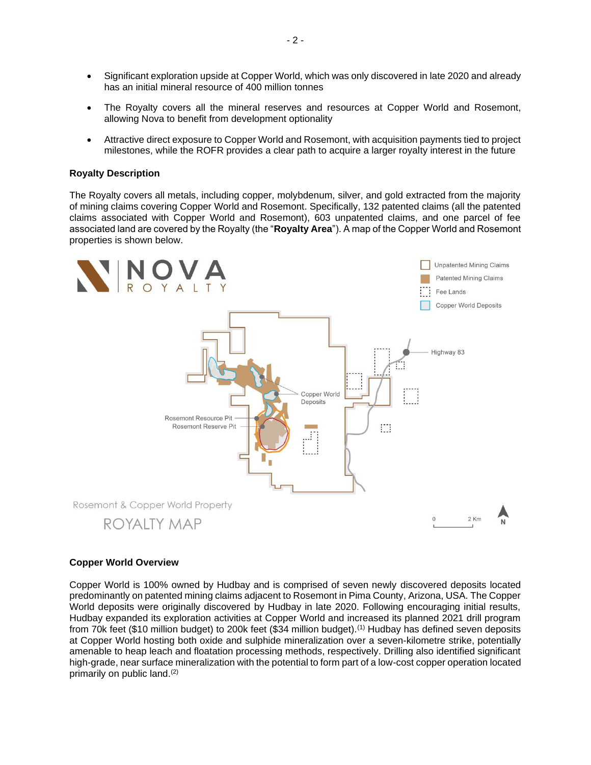- Significant exploration upside at Copper World, which was only discovered in late 2020 and already has an initial mineral resource of 400 million tonnes
- The Royalty covers all the mineral reserves and resources at Copper World and Rosemont, allowing Nova to benefit from development optionality
- Attractive direct exposure to Copper World and Rosemont, with acquisition payments tied to project milestones, while the ROFR provides a clear path to acquire a larger royalty interest in the future

**Royalty Description**

The Royalty covers all metals, including copper, molybdenum, silver, and gold extracted from the majority of mining claims covering Copper World and Rosemont. Specifically, 132 patented claims (all the patented claims associated with Copper World and Rosemont), 603 unpatented claims, and one parcel of fee associated land are covered by the Royalty (the "**Royalty Area**"). A map of the Copper World and Rosemont properties is shown below.

Rosemont & Copper World Property
ROYALTY MAP

**Copper World Overview**

Copper World is 100% owned by Hudbay and is comprised of seven newly discovered deposits located predominantly on patented mining claims adjacent to Rosemont in Pima County, Arizona, USA. The Copper World deposits were originally discovered by Hudbay in late 2020. Following encouraging initial results, Hudbay expanded its exploration activities at Copper World and increased its planned 2021 drill program from 70k feet ($10 million budget) to 200k feet ($34 million budget).[1] Hudbay has defined seven deposits at Copper World hosting both oxide and sulphide mineralization over a seven-kilometre strike, potentially amenable to heap leach and floatation processing methods, respectively. Drilling also identified significant high-grade, near surface mineralization with the potential to form part of a low-cost copper operation located primarily on public land.[2]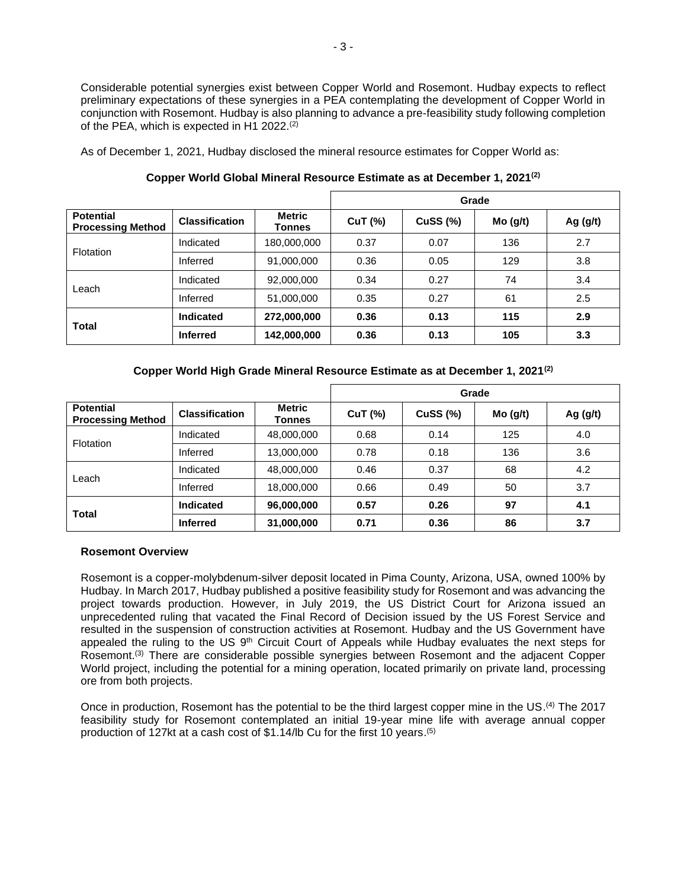Considerable potential synergies exist between Copper World and Rosemont. Hudbay expects to reflect preliminary expectations of these synergies in a PEA contemplating the development of Copper World in conjunction with Rosemont. Hudbay is also planning to advance a pre-feasibility study following completion of the PEA, which is expected in H1 2022.[2]

As of December 1, 2021, Hudbay disclosed the mineral resource estimates for Copper World as:

**Copper World Global Mineral Resource Estimate as at December 1, 2021[2]**

| | | | Grade | | | |
|---|---|---|---|---|---|---|
| **Potential Processing Method** | **Classification** | **Metric Tonnes** | **CuT (%)** | **CuSS (%)** | **Mo (g/t)** | **Ag (g/t)** |
| Flotation | Indicated | 180,000,000 | 0.37 | 0.07 | 136 | 2.7 |
| | Inferred | 91,000,000 | 0.36 | 0.05 | 129 | 3.8 |
| Leach | Indicated | 92,000,000 | 0.34 | 0.27 | 74 | 3.4 |
| | Inferred | 51,000,000 | 0.35 | 0.27 | 61 | 2.5 |
| **Total** | **Indicated** | **272,000,000** | **0.36** | **0.13** | **115** | **2.9** |
| | **Inferred** | **142,000,000** | **0.36** | **0.13** | **105** | **3.3** |

**Copper World High Grade Mineral Resource Estimate as at December 1, 2021[2]**

| | | | Grade | | | |
|---|---|---|---|---|---|---|
| **Potential Processing Method** | **Classification** | **Metric Tonnes** | **CuT (%)** | **CuSS (%)** | **Mo (g/t)** | **Ag (g/t)** |
| Flotation | Indicated | 48,000,000 | 0.68 | 0.14 | 125 | 4.0 |
| | Inferred | 13,000,000 | 0.78 | 0.18 | 136 | 3.6 |
| Leach | Indicated | 48,000,000 | 0.46 | 0.37 | 68 | 4.2 |
| | Inferred | 18,000,000 | 0.66 | 0.49 | 50 | 3.7 |
| **Total** | **Indicated** | **96,000,000** | **0.57** | **0.26** | **97** | **4.1** |
| | **Inferred** | **31,000,000** | **0.71** | **0.36** | **86** | **3.7** |

**Rosemont Overview**

Rosemont is a copper-molybdenum-silver deposit located in Pima County, Arizona, USA, owned 100% by Hudbay. In March 2017, Hudbay published a positive feasibility study for Rosemont and was advancing the project towards production. However, in July 2019, the US District Court for Arizona issued an unprecedented ruling that vacated the Final Record of Decision issued by the US Forest Service and resulted in the suspension of construction activities at Rosemont. Hudbay and the US Government have appealed the ruling to the US 9th Circuit Court of Appeals while Hudbay evaluates the next steps for Rosemont.[3] There are considerable possible synergies between Rosemont and the adjacent Copper World project, including the potential for a mining operation, located primarily on private land, processing ore from both projects.

Once in production, Rosemont has the potential to be the third largest copper mine in the US.[4] The 2017 feasibility study for Rosemont contemplated an initial 19-year mine life with average annual copper production of 127kt at a cash cost of $1.14/lb Cu for the first 10 years.[5]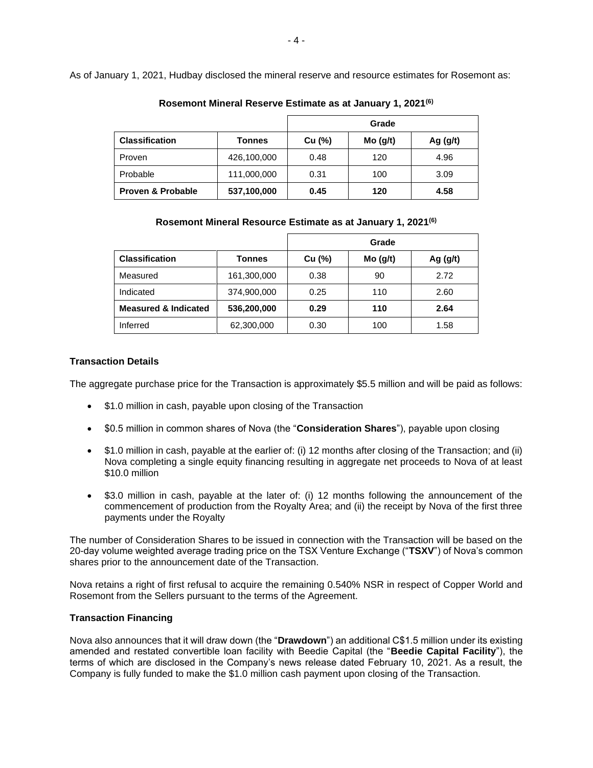As of January 1, 2021, Hudbay disclosed the mineral reserve and resource estimates for Rosemont as:

**Rosemont Mineral Reserve Estimate as at January 1, 2021[(6)]**

| | | Grade | | |
|---|---|---|---|---|
| **Classification** | **Tonnes** | **Cu (%)** | **Mo (g/t)** | **Ag (g/t)** |
| Proven | 426,100,000 | 0.48 | 120 | 4.96 |
| Probable | 111,000,000 | 0.31 | 100 | 3.09 |
| **Proven & Probable** | **537,100,000** | **0.45** | **120** | **4.58** |

**Rosemont Mineral Resource Estimate as at January 1, 2021[(6)]**

| | | Grade | | |
|---|---|---|---|---|
| **Classification** | **Tonnes** | **Cu (%)** | **Mo (g/t)** | **Ag (g/t)** |
| Measured | 161,300,000 | 0.38 | 90 | 2.72 |
| Indicated | 374,900,000 | 0.25 | 110 | 2.60 |
| **Measured & Indicated** | **536,200,000** | **0.29** | **110** | **2.64** |
| Inferred | 62,300,000 | 0.30 | 100 | 1.58 |

**Transaction Details**

The aggregate purchase price for the Transaction is approximately $5.5 million and will be paid as follows:

- $1.0 million in cash, payable upon closing of the Transaction
- $0.5 million in common shares of Nova (the "**Consideration Shares**"), payable upon closing
- $1.0 million in cash, payable at the earlier of: (i) 12 months after closing of the Transaction; and (ii) Nova completing a single equity financing resulting in aggregate net proceeds to Nova of at least $10.0 million
- $3.0 million in cash, payable at the later of: (i) 12 months following the announcement of the commencement of production from the Royalty Area; and (ii) the receipt by Nova of the first three payments under the Royalty

The number of Consideration Shares to be issued in connection with the Transaction will be based on the 20-day volume weighted average trading price on the TSX Venture Exchange ("**TSXV**") of Nova's common shares prior to the announcement date of the Transaction.

Nova retains a right of first refusal to acquire the remaining 0.540% NSR in respect of Copper World and Rosemont from the Sellers pursuant to the terms of the Agreement.

**Transaction Financing**

Nova also announces that it will draw down (the "**Drawdown**") an additional C$1.5 million under its existing amended and restated convertible loan facility with Beedie Capital (the "**Beedie Capital Facility**"), the terms of which are disclosed in the Company's news release dated February 10, 2021. As a result, the Company is fully funded to make the $1.0 million cash payment upon closing of the Transaction.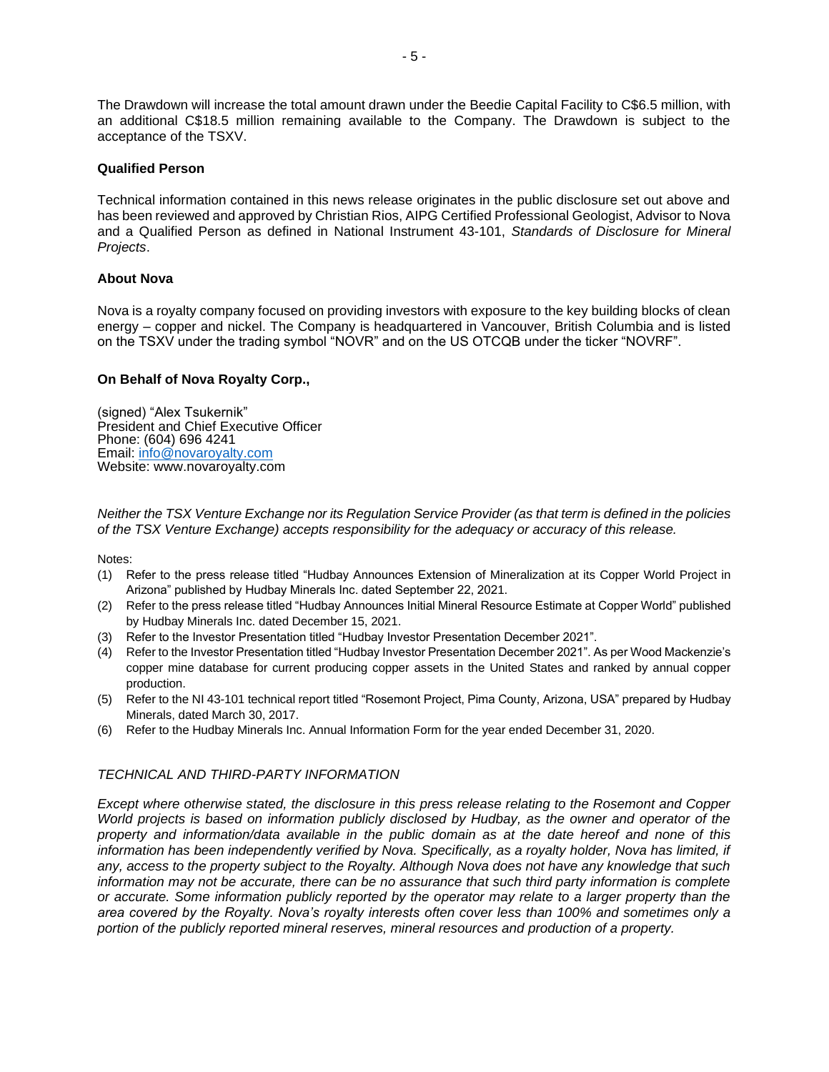The Drawdown will increase the total amount drawn under the Beedie Capital Facility to C$6.5 million, with an additional C$18.5 million remaining available to the Company. The Drawdown is subject to the acceptance of the TSXV.

**Qualified Person**

Technical information contained in this news release originates in the public disclosure set out above and has been reviewed and approved by Christian Rios, AIPG Certified Professional Geologist, Advisor to Nova and a Qualified Person as defined in National Instrument 43-101, *Standards of Disclosure for Mineral Projects*.

**About Nova**

Nova is a royalty company focused on providing investors with exposure to the key building blocks of clean energy – copper and nickel. The Company is headquartered in Vancouver, British Columbia and is listed on the TSXV under the trading symbol "NOVR" and on the US OTCQB under the ticker "NOVRF".

**On Behalf of Nova Royalty Corp.,**

(signed) "Alex Tsukernik"
President and Chief Executive Officer
Phone: (604) 696 4241
Email: info@novaroyalty.com
Website: www.novaroyalty.com

*Neither the TSX Venture Exchange nor its Regulation Service Provider (as that term is defined in the policies of the TSX Venture Exchange) accepts responsibility for the adequacy or accuracy of this release.*

Notes:

(1) Refer to the press release titled "Hudbay Announces Extension of Mineralization at its Copper World Project in Arizona" published by Hudbay Minerals Inc. dated September 22, 2021.
(2) Refer to the press release titled "Hudbay Announces Initial Mineral Resource Estimate at Copper World" published by Hudbay Minerals Inc. dated December 15, 2021.
(3) Refer to the Investor Presentation titled "Hudbay Investor Presentation December 2021".
(4) Refer to the Investor Presentation titled "Hudbay Investor Presentation December 2021". As per Wood Mackenzie's copper mine database for current producing copper assets in the United States and ranked by annual copper production.
(5) Refer to the NI 43-101 technical report titled "Rosemont Project, Pima County, Arizona, USA" prepared by Hudbay Minerals, dated March 30, 2017.
(6) Refer to the Hudbay Minerals Inc. Annual Information Form for the year ended December 31, 2020.

*TECHNICAL AND THIRD-PARTY INFORMATION*

*Except where otherwise stated, the disclosure in this press release relating to the Rosemont and Copper World projects is based on information publicly disclosed by Hudbay, as the owner and operator of the property and information/data available in the public domain as at the date hereof and none of this information has been independently verified by Nova. Specifically, as a royalty holder, Nova has limited, if any, access to the property subject to the Royalty. Although Nova does not have any knowledge that such information may not be accurate, there can be no assurance that such third party information is complete or accurate. Some information publicly reported by the operator may relate to a larger property than the area covered by the Royalty. Nova's royalty interests often cover less than 100% and sometimes only a portion of the publicly reported mineral reserves, mineral resources and production of a property.*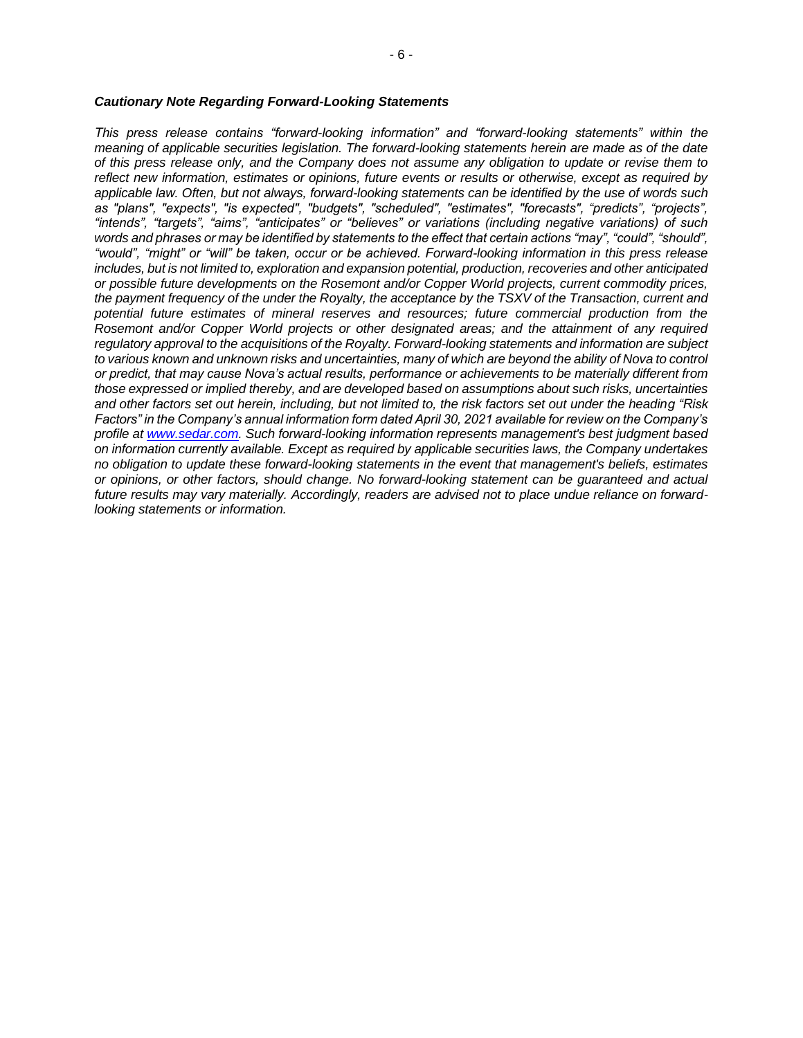***Cautionary Note Regarding Forward-Looking Statements***

*This press release contains "forward-looking information" and "forward-looking statements" within the meaning of applicable securities legislation. The forward-looking statements herein are made as of the date of this press release only, and the Company does not assume any obligation to update or revise them to reflect new information, estimates or opinions, future events or results or otherwise, except as required by applicable law. Often, but not always, forward-looking statements can be identified by the use of words such as "plans", "expects", "is expected", "budgets", "scheduled", "estimates", "forecasts", "predicts", "projects", "intends", "targets", "aims", "anticipates" or "believes" or variations (including negative variations) of such words and phrases or may be identified by statements to the effect that certain actions "may", "could", "should", "would", "might" or "will" be taken, occur or be achieved. Forward-looking information in this press release includes, but is not limited to, exploration and expansion potential, production, recoveries and other anticipated or possible future developments on the Rosemont and/or Copper World projects, current commodity prices, the payment frequency of the under the Royalty, the acceptance by the TSXV of the Transaction, current and potential future estimates of mineral reserves and resources; future commercial production from the Rosemont and/or Copper World projects or other designated areas; and the attainment of any required regulatory approval to the acquisitions of the Royalty. Forward-looking statements and information are subject to various known and unknown risks and uncertainties, many of which are beyond the ability of Nova to control or predict, that may cause Nova's actual results, performance or achievements to be materially different from those expressed or implied thereby, and are developed based on assumptions about such risks, uncertainties and other factors set out herein, including, but not limited to, the risk factors set out under the heading "Risk Factors" in the Company's annual information form dated April 30, 2021 available for review on the Company's profile at [www.sedar.com](http://www.sedar.com). Such forward-looking information represents management's best judgment based on information currently available. Except as required by applicable securities laws, the Company undertakes no obligation to update these forward-looking statements in the event that management's beliefs, estimates or opinions, or other factors, should change. No forward-looking statement can be guaranteed and actual future results may vary materially. Accordingly, readers are advised not to place undue reliance on forward-looking statements or information.*